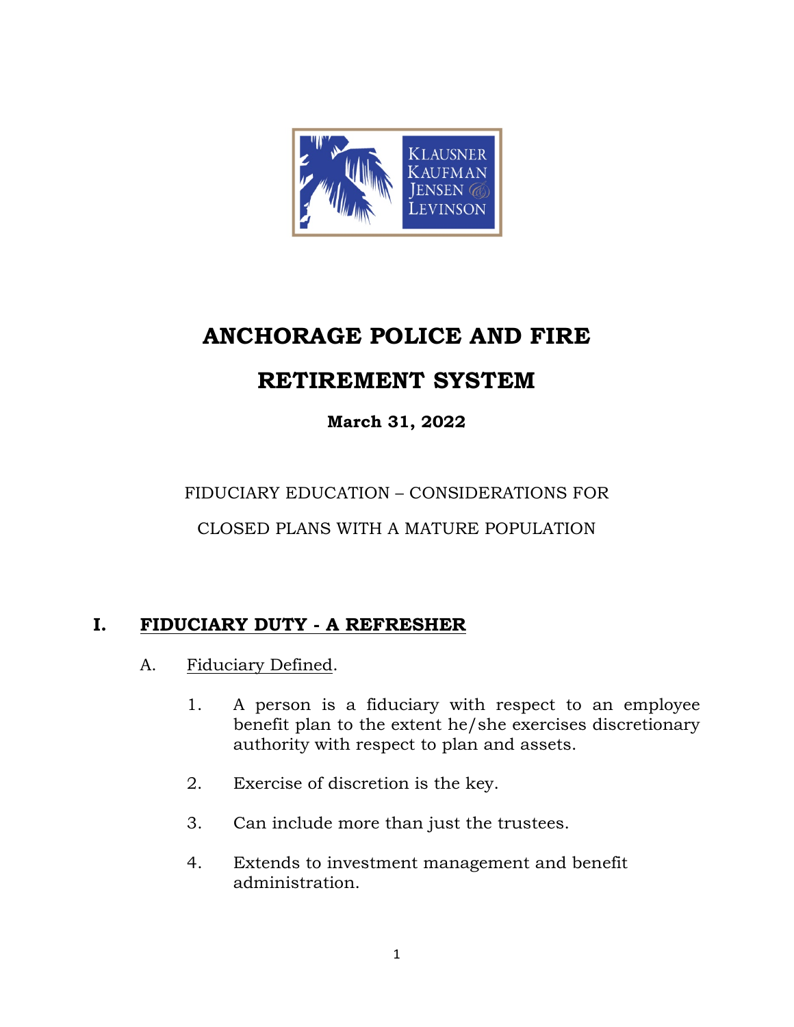# ANCHORAGE POLICE AND FIRE

# RETIREMENT SYSTEM

**March 31, 2022**

FIDUCIARY EDUCATION – CONSIDERATIONS FOR

CLOSED PLANS WITH A MATURE POPULATION

## I. FIDUCIARY DUTY - A REFRESHER

A. Fiduciary Defined.

1. A person is a fiduciary with respect to an employee benefit plan to the extent he/she exercises discretionary authority with respect to plan and assets.

2. Exercise of discretion is the key.

3. Can include more than just the trustees.

4. Extends to investment management and benefit administration.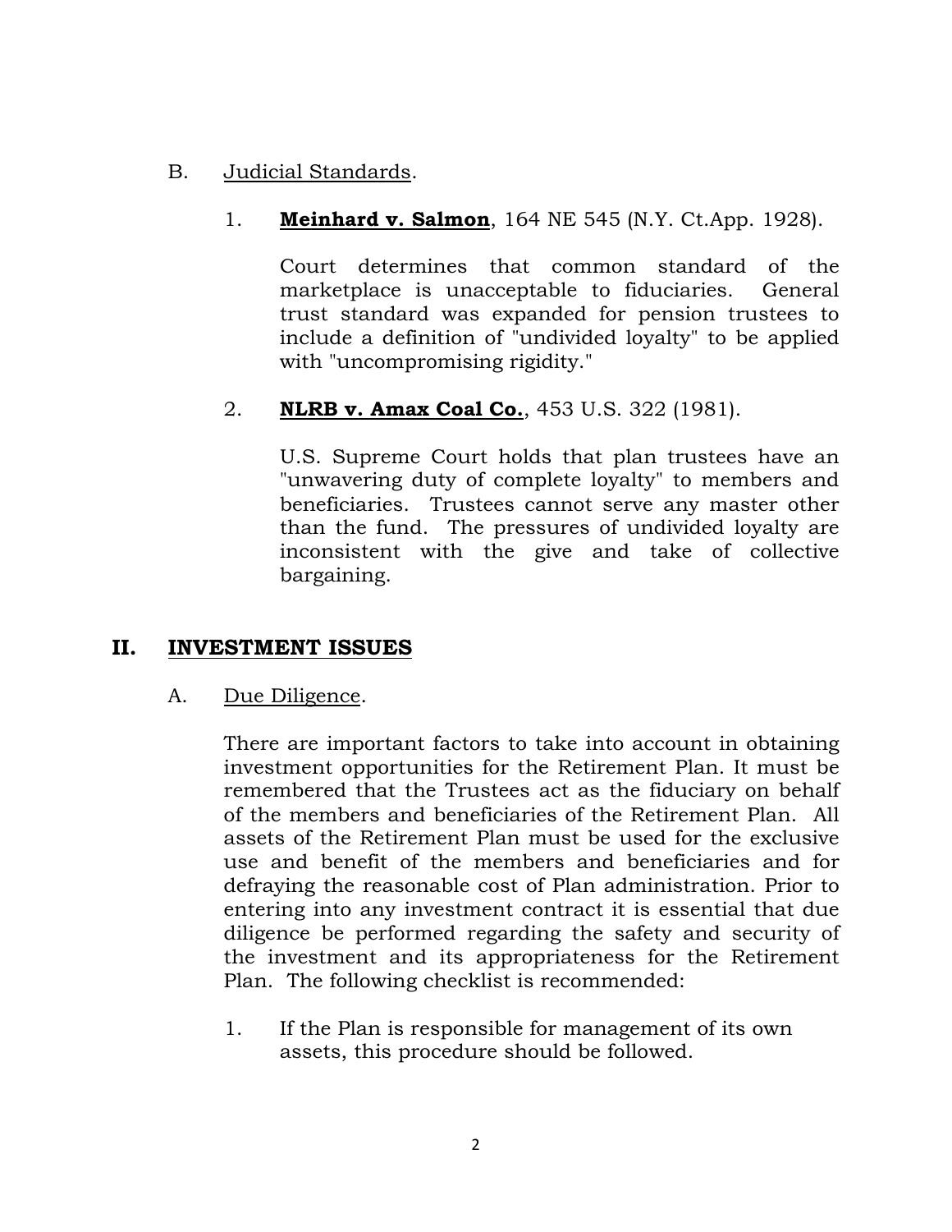B. Judicial Standards.

1. **Meinhard v. Salmon**, 164 NE 545 (N.Y. Ct.App. 1928).

   Court determines that common standard of the marketplace is unacceptable to fiduciaries. General trust standard was expanded for pension trustees to include a definition of "undivided loyalty" to be applied with "uncompromising rigidity."

2. **NLRB v. Amax Coal Co.**, 453 U.S. 322 (1981).

   U.S. Supreme Court holds that plan trustees have an "unwavering duty of complete loyalty" to members and beneficiaries. Trustees cannot serve any master other than the fund. The pressures of undivided loyalty are inconsistent with the give and take of collective bargaining.

## II. INVESTMENT ISSUES

A. Due Diligence.

There are important factors to take into account in obtaining investment opportunities for the Retirement Plan. It must be remembered that the Trustees act as the fiduciary on behalf of the members and beneficiaries of the Retirement Plan. All assets of the Retirement Plan must be used for the exclusive use and benefit of the members and beneficiaries and for defraying the reasonable cost of Plan administration. Prior to entering into any investment contract it is essential that due diligence be performed regarding the safety and security of the investment and its appropriateness for the Retirement Plan. The following checklist is recommended:

1. If the Plan is responsible for management of its own assets, this procedure should be followed.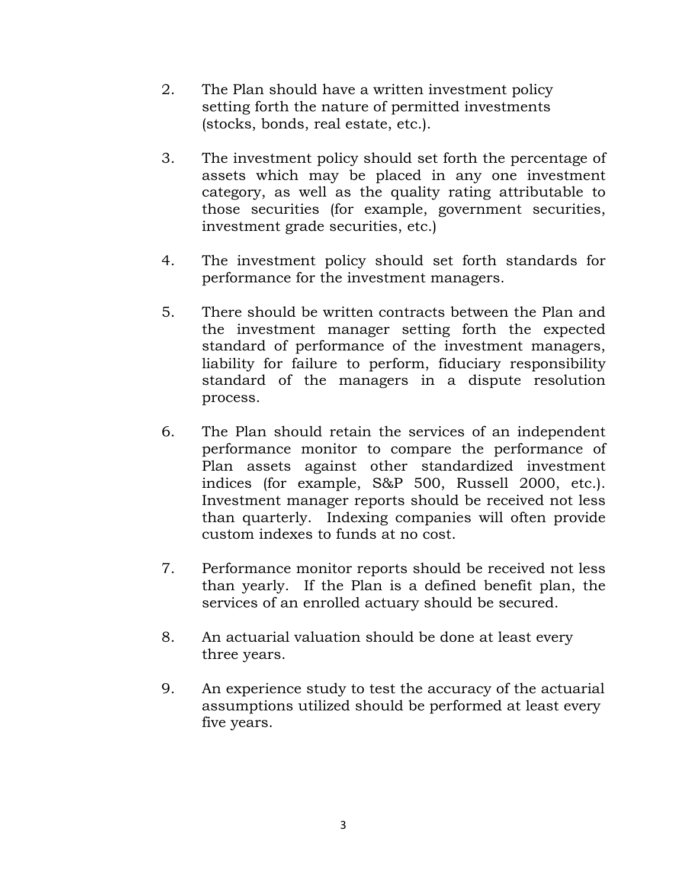2. The Plan should have a written investment policy setting forth the nature of permitted investments (stocks, bonds, real estate, etc.).

3. The investment policy should set forth the percentage of assets which may be placed in any one investment category, as well as the quality rating attributable to those securities (for example, government securities, investment grade securities, etc.)

4. The investment policy should set forth standards for performance for the investment managers.

5. There should be written contracts between the Plan and the investment manager setting forth the expected standard of performance of the investment managers, liability for failure to perform, fiduciary responsibility standard of the managers in a dispute resolution process.

6. The Plan should retain the services of an independent performance monitor to compare the performance of Plan assets against other standardized investment indices (for example, S&P 500, Russell 2000, etc.). Investment manager reports should be received not less than quarterly. Indexing companies will often provide custom indexes to funds at no cost.

7. Performance monitor reports should be received not less than yearly. If the Plan is a defined benefit plan, the services of an enrolled actuary should be secured.

8. An actuarial valuation should be done at least every three years.

9. An experience study to test the accuracy of the actuarial assumptions utilized should be performed at least every five years.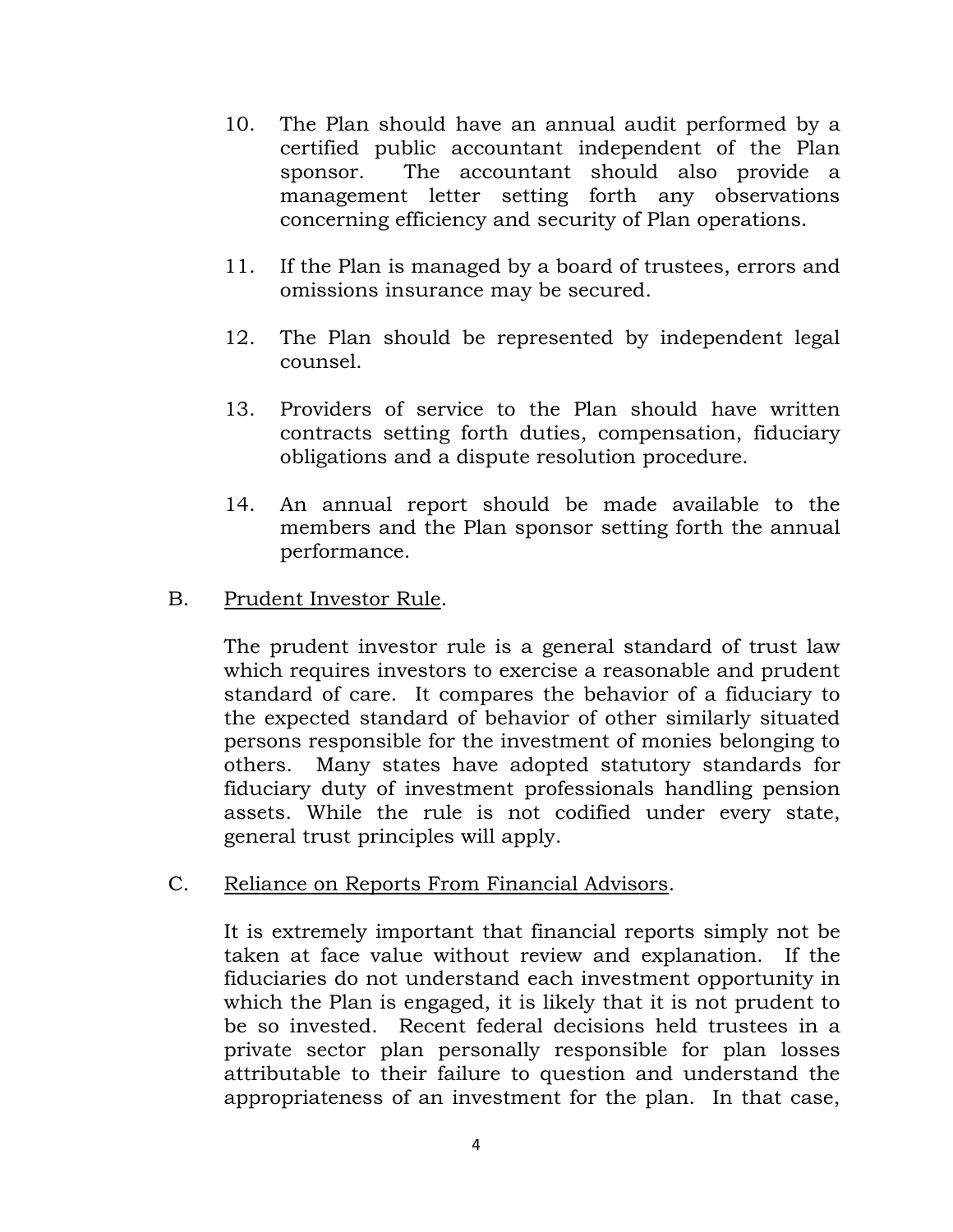10. The Plan should have an annual audit performed by a certified public accountant independent of the Plan sponsor. The accountant should also provide a management letter setting forth any observations concerning efficiency and security of Plan operations.

11. If the Plan is managed by a board of trustees, errors and omissions insurance may be secured.

12. The Plan should be represented by independent legal counsel.

13. Providers of service to the Plan should have written contracts setting forth duties, compensation, fiduciary obligations and a dispute resolution procedure.

14. An annual report should be made available to the members and the Plan sponsor setting forth the annual performance.

B. <u>Prudent Investor Rule</u>.

The prudent investor rule is a general standard of trust law which requires investors to exercise a reasonable and prudent standard of care. It compares the behavior of a fiduciary to the expected standard of behavior of other similarly situated persons responsible for the investment of monies belonging to others. Many states have adopted statutory standards for fiduciary duty of investment professionals handling pension assets. While the rule is not codified under every state, general trust principles will apply.

C. <u>Reliance on Reports From Financial Advisors</u>.

It is extremely important that financial reports simply not be taken at face value without review and explanation. If the fiduciaries do not understand each investment opportunity in which the Plan is engaged, it is likely that it is not prudent to be so invested. Recent federal decisions held trustees in a private sector plan personally responsible for plan losses attributable to their failure to question and understand the appropriateness of an investment for the plan. In that case,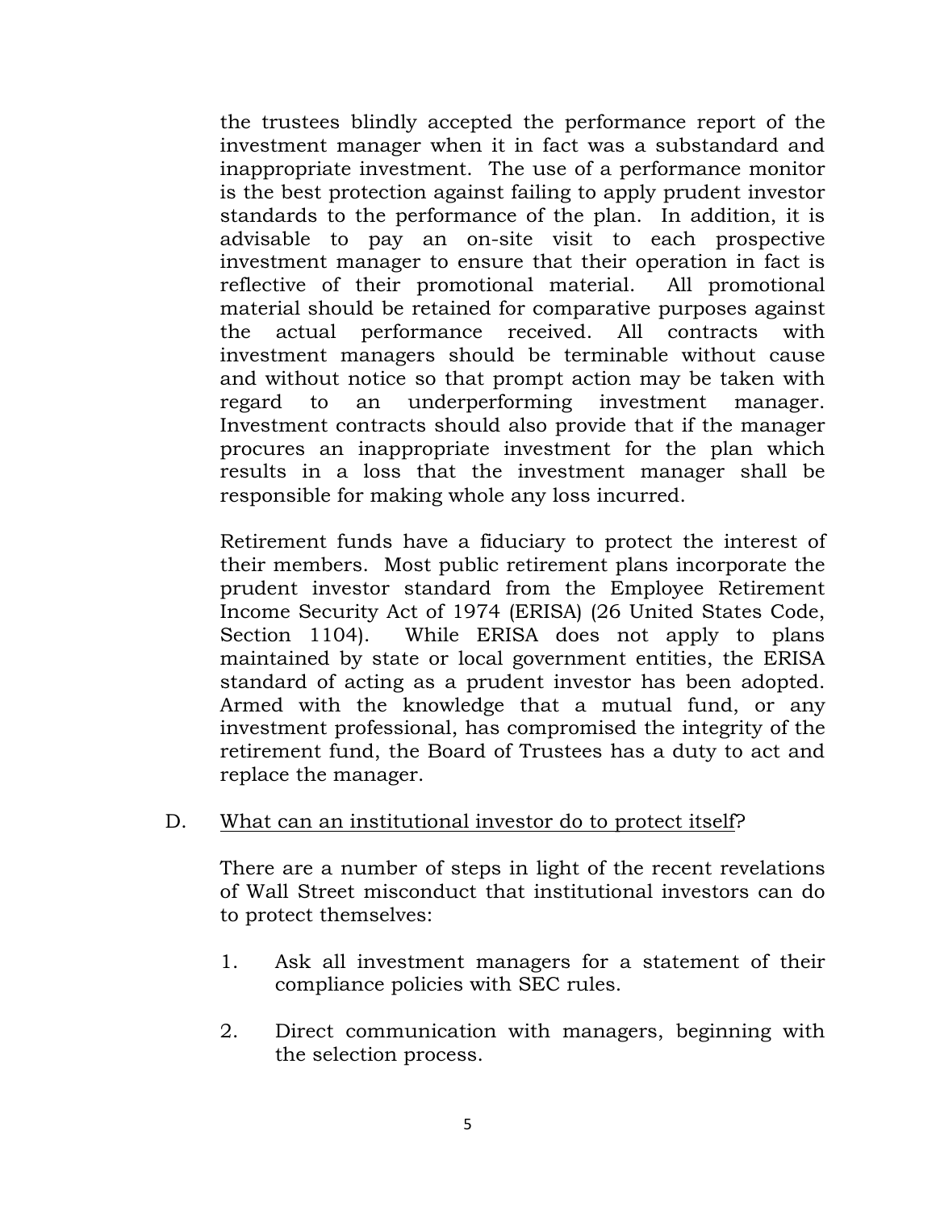the trustees blindly accepted the performance report of the investment manager when it in fact was a substandard and inappropriate investment. The use of a performance monitor is the best protection against failing to apply prudent investor standards to the performance of the plan. In addition, it is advisable to pay an on-site visit to each prospective investment manager to ensure that their operation in fact is reflective of their promotional material. All promotional material should be retained for comparative purposes against the actual performance received. All contracts with investment managers should be terminable without cause and without notice so that prompt action may be taken with regard to an underperforming investment manager. Investment contracts should also provide that if the manager procures an inappropriate investment for the plan which results in a loss that the investment manager shall be responsible for making whole any loss incurred.

Retirement funds have a fiduciary to protect the interest of their members. Most public retirement plans incorporate the prudent investor standard from the Employee Retirement Income Security Act of 1974 (ERISA) (26 United States Code, Section 1104). While ERISA does not apply to plans maintained by state or local government entities, the ERISA standard of acting as a prudent investor has been adopted. Armed with the knowledge that a mutual fund, or any investment professional, has compromised the integrity of the retirement fund, the Board of Trustees has a duty to act and replace the manager.

D. <u>What can an institutional investor do to protect itself</u>?

There are a number of steps in light of the recent revelations of Wall Street misconduct that institutional investors can do to protect themselves:

1. Ask all investment managers for a statement of their compliance policies with SEC rules.

2. Direct communication with managers, beginning with the selection process.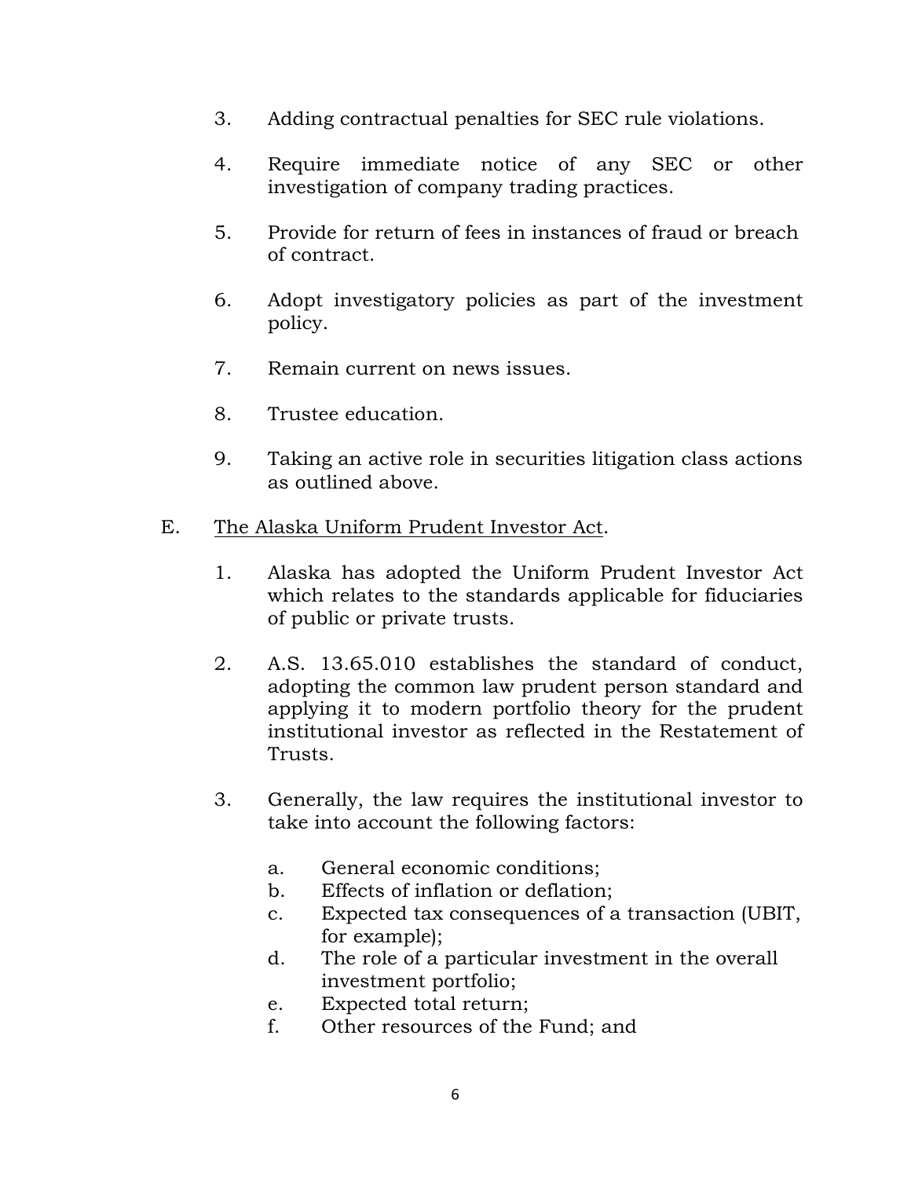3. Adding contractual penalties for SEC rule violations.

4. Require immediate notice of any SEC or other investigation of company trading practices.

5. Provide for return of fees in instances of fraud or breach of contract.

6. Adopt investigatory policies as part of the investment policy.

7. Remain current on news issues.

8. Trustee education.

9. Taking an active role in securities litigation class actions as outlined above.

E. <u>The Alaska Uniform Prudent Investor Act</u>.

1. Alaska has adopted the Uniform Prudent Investor Act which relates to the standards applicable for fiduciaries of public or private trusts.

2. A.S. 13.65.010 establishes the standard of conduct, adopting the common law prudent person standard and applying it to modern portfolio theory for the prudent institutional investor as reflected in the Restatement of Trusts.

3. Generally, the law requires the institutional investor to take into account the following factors:

   a. General economic conditions;
   b. Effects of inflation or deflation;
   c. Expected tax consequences of a transaction (UBIT, for example);
   d. The role of a particular investment in the overall investment portfolio;
   e. Expected total return;
   f. Other resources of the Fund; and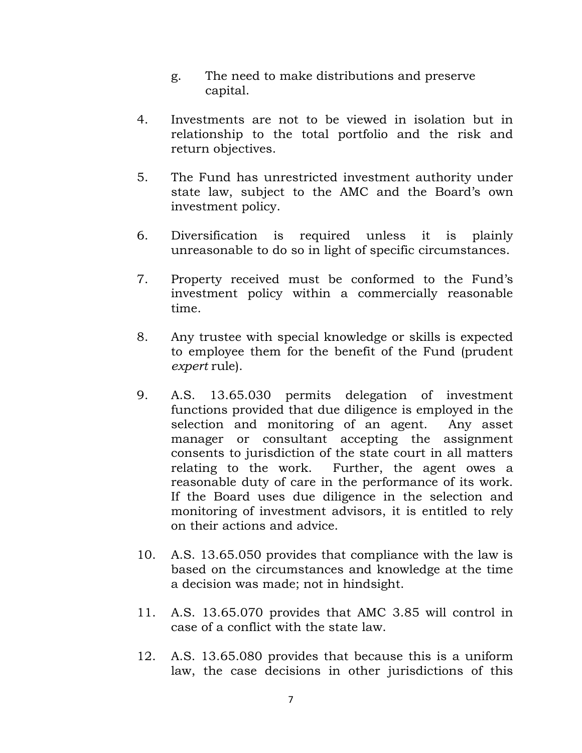g. The need to make distributions and preserve capital.

4. Investments are not to be viewed in isolation but in relationship to the total portfolio and the risk and return objectives.

5. The Fund has unrestricted investment authority under state law, subject to the AMC and the Board's own investment policy.

6. Diversification is required unless it is plainly unreasonable to do so in light of specific circumstances.

7. Property received must be conformed to the Fund's investment policy within a commercially reasonable time.

8. Any trustee with special knowledge or skills is expected to employee them for the benefit of the Fund (prudent *expert* rule).

9. A.S. 13.65.030 permits delegation of investment functions provided that due diligence is employed in the selection and monitoring of an agent. Any asset manager or consultant accepting the assignment consents to jurisdiction of the state court in all matters relating to the work. Further, the agent owes a reasonable duty of care in the performance of its work. If the Board uses due diligence in the selection and monitoring of investment advisors, it is entitled to rely on their actions and advice.

10. A.S. 13.65.050 provides that compliance with the law is based on the circumstances and knowledge at the time a decision was made; not in hindsight.

11. A.S. 13.65.070 provides that AMC 3.85 will control in case of a conflict with the state law.

12. A.S. 13.65.080 provides that because this is a uniform law, the case decisions in other jurisdictions of this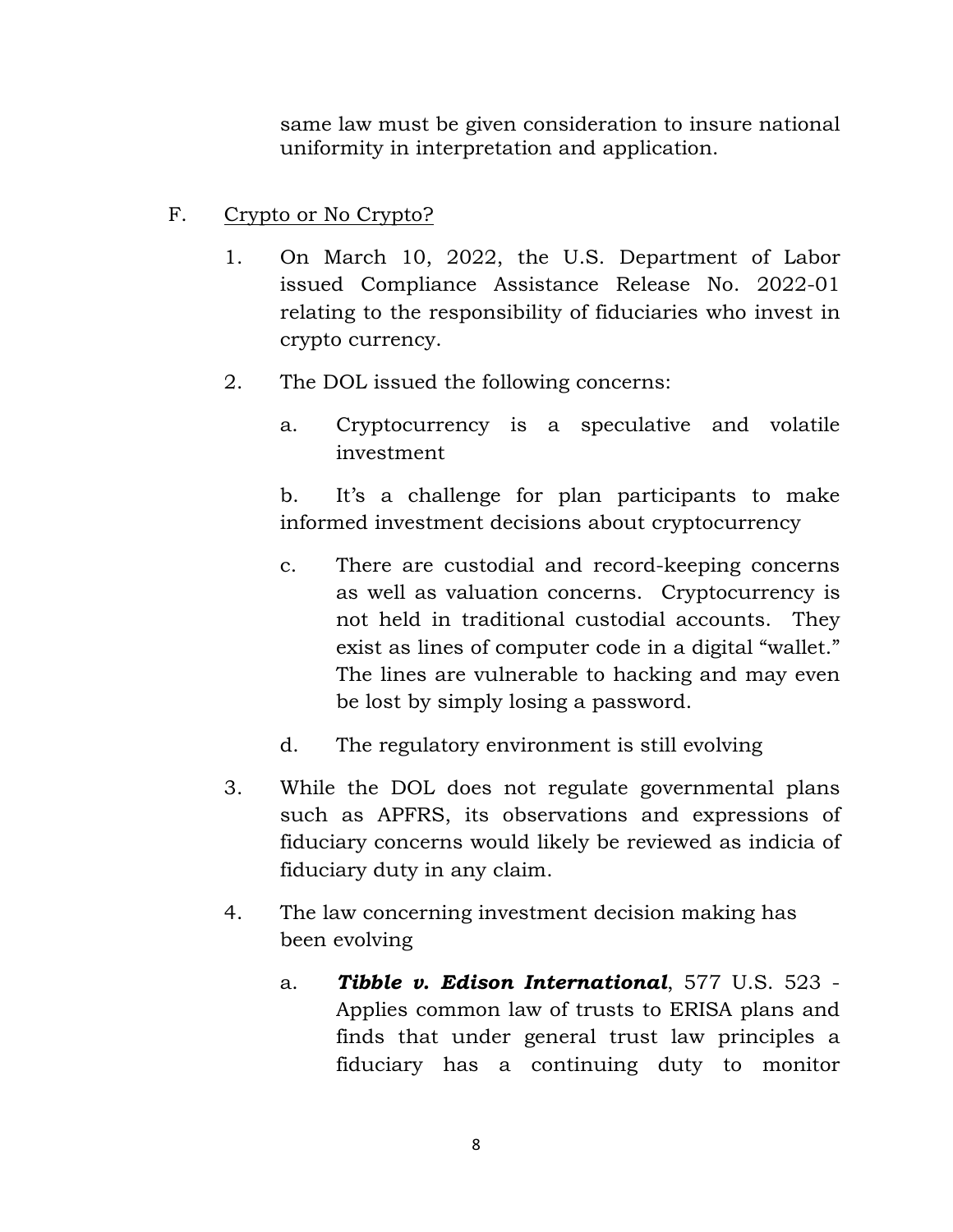same law must be given consideration to insure national uniformity in interpretation and application.

F. <u>Crypto or No Crypto?</u>

1. On March 10, 2022, the U.S. Department of Labor issued Compliance Assistance Release No. 2022-01 relating to the responsibility of fiduciaries who invest in crypto currency.

2. The DOL issued the following concerns:

   a. Cryptocurrency is a speculative and volatile investment

   b. It's a challenge for plan participants to make informed investment decisions about cryptocurrency

   c. There are custodial and record-keeping concerns as well as valuation concerns. Cryptocurrency is not held in traditional custodial accounts. They exist as lines of computer code in a digital "wallet." The lines are vulnerable to hacking and may even be lost by simply losing a password.

   d. The regulatory environment is still evolving

3. While the DOL does not regulate governmental plans such as APFRS, its observations and expressions of fiduciary concerns would likely be reviewed as indicia of fiduciary duty in any claim.

4. The law concerning investment decision making has been evolving

   a. ***Tibble v. Edison International***, 577 U.S. 523 - Applies common law of trusts to ERISA plans and finds that under general trust law principles a fiduciary has a continuing duty to monitor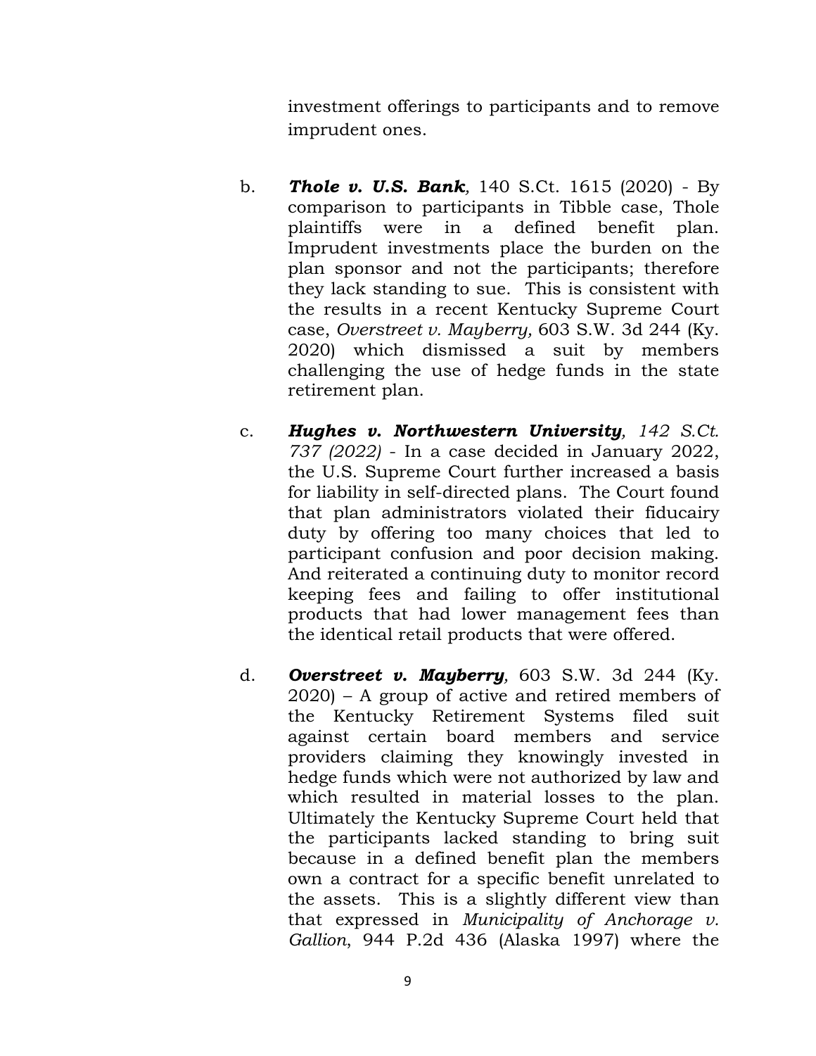investment offerings to participants and to remove imprudent ones.

b. ***Thole v. U.S. Bank****,* 140 S.Ct. 1615 (2020) - By comparison to participants in Tibble case, Thole plaintiffs were in a defined benefit plan. Imprudent investments place the burden on the plan sponsor and not the participants; therefore they lack standing to sue. This is consistent with the results in a recent Kentucky Supreme Court case, *Overstreet v. Mayberry,* 603 S.W. 3d 244 (Ky. 2020) which dismissed a suit by members challenging the use of hedge funds in the state retirement plan.

c. ***Hughes v. Northwestern University****, 142 S.Ct. 737 (2022)* - In a case decided in January 2022, the U.S. Supreme Court further increased a basis for liability in self-directed plans. The Court found that plan administrators violated their fiducairy duty by offering too many choices that led to participant confusion and poor decision making. And reiterated a continuing duty to monitor record keeping fees and failing to offer institutional products that had lower management fees than the identical retail products that were offered.

d. ***Overstreet v. Mayberry****,* 603 S.W. 3d 244 (Ky. 2020) – A group of active and retired members of the Kentucky Retirement Systems filed suit against certain board members and service providers claiming they knowingly invested in hedge funds which were not authorized by law and which resulted in material losses to the plan. Ultimately the Kentucky Supreme Court held that the participants lacked standing to bring suit because in a defined benefit plan the members own a contract for a specific benefit unrelated to the assets. This is a slightly different view than that expressed in *Municipality of Anchorage v. Gallion*, 944 P.2d 436 (Alaska 1997) where the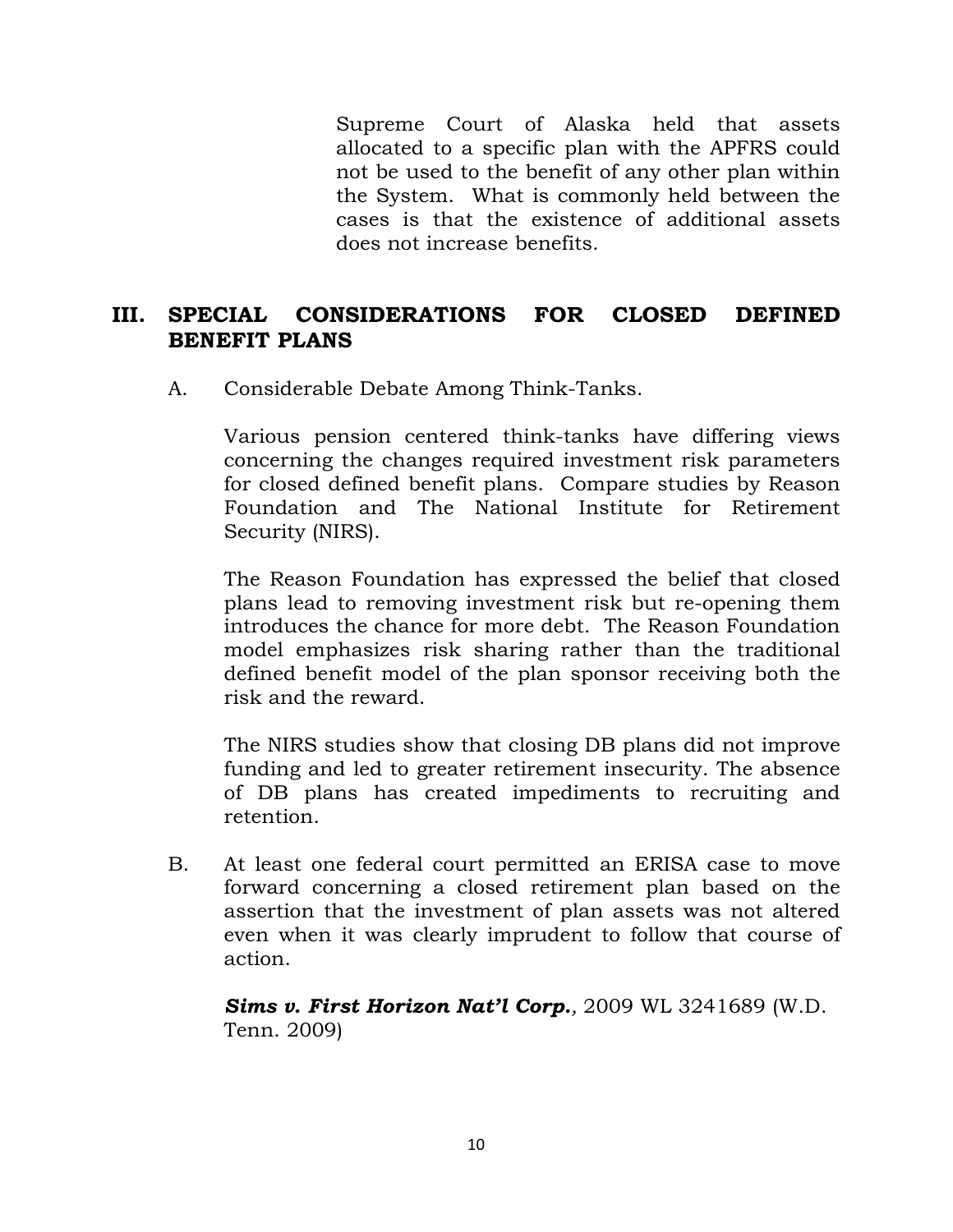Supreme Court of Alaska held that assets allocated to a specific plan with the APFRS could not be used to the benefit of any other plan within the System. What is commonly held between the cases is that the existence of additional assets does not increase benefits.

## III. SPECIAL CONSIDERATIONS FOR CLOSED DEFINED BENEFIT PLANS

A. Considerable Debate Among Think-Tanks.

Various pension centered think-tanks have differing views concerning the changes required investment risk parameters for closed defined benefit plans. Compare studies by Reason Foundation and The National Institute for Retirement Security (NIRS).

The Reason Foundation has expressed the belief that closed plans lead to removing investment risk but re-opening them introduces the chance for more debt. The Reason Foundation model emphasizes risk sharing rather than the traditional defined benefit model of the plan sponsor receiving both the risk and the reward.

The NIRS studies show that closing DB plans did not improve funding and led to greater retirement insecurity. The absence of DB plans has created impediments to recruiting and retention.

B. At least one federal court permitted an ERISA case to move forward concerning a closed retirement plan based on the assertion that the investment of plan assets was not altered even when it was clearly imprudent to follow that course of action.

***Sims v. First Horizon Nat'l Corp.***, 2009 WL 3241689 (W.D. Tenn. 2009)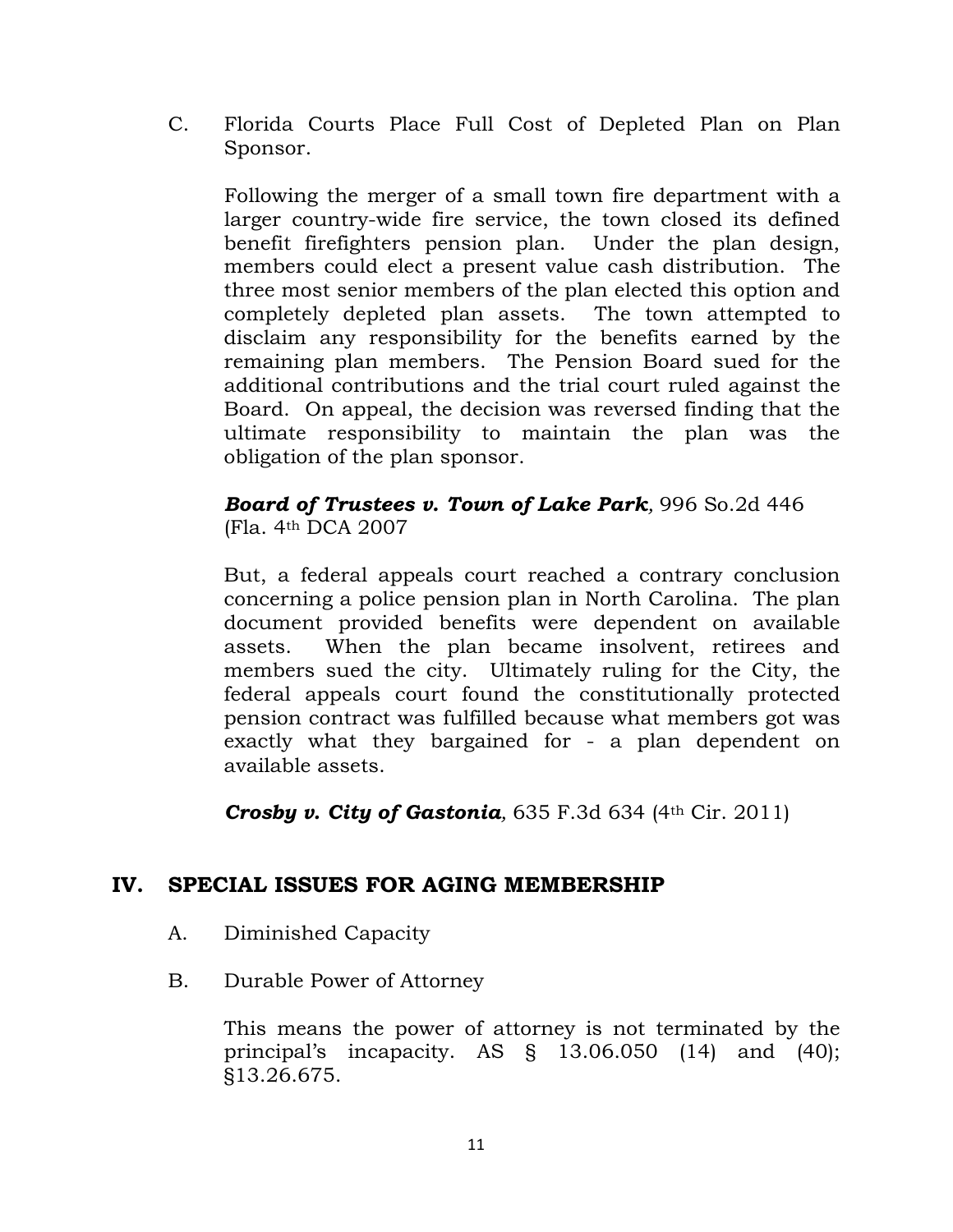C. Florida Courts Place Full Cost of Depleted Plan on Plan Sponsor.

Following the merger of a small town fire department with a larger country-wide fire service, the town closed its defined benefit firefighters pension plan. Under the plan design, members could elect a present value cash distribution. The three most senior members of the plan elected this option and completely depleted plan assets. The town attempted to disclaim any responsibility for the benefits earned by the remaining plan members. The Pension Board sued for the additional contributions and the trial court ruled against the Board. On appeal, the decision was reversed finding that the ultimate responsibility to maintain the plan was the obligation of the plan sponsor.

***Board of Trustees v. Town of Lake Park****,* 996 So.2d 446 (Fla. 4th DCA 2007

But, a federal appeals court reached a contrary conclusion concerning a police pension plan in North Carolina. The plan document provided benefits were dependent on available assets. When the plan became insolvent, retirees and members sued the city. Ultimately ruling for the City, the federal appeals court found the constitutionally protected pension contract was fulfilled because what members got was exactly what they bargained for - a plan dependent on available assets.

***Crosby v. City of Gastonia****,* 635 F.3d 634 (4th Cir. 2011)

## IV. SPECIAL ISSUES FOR AGING MEMBERSHIP

A. Diminished Capacity

B. Durable Power of Attorney

This means the power of attorney is not terminated by the principal's incapacity. AS § 13.06.050 (14) and (40); §13.26.675.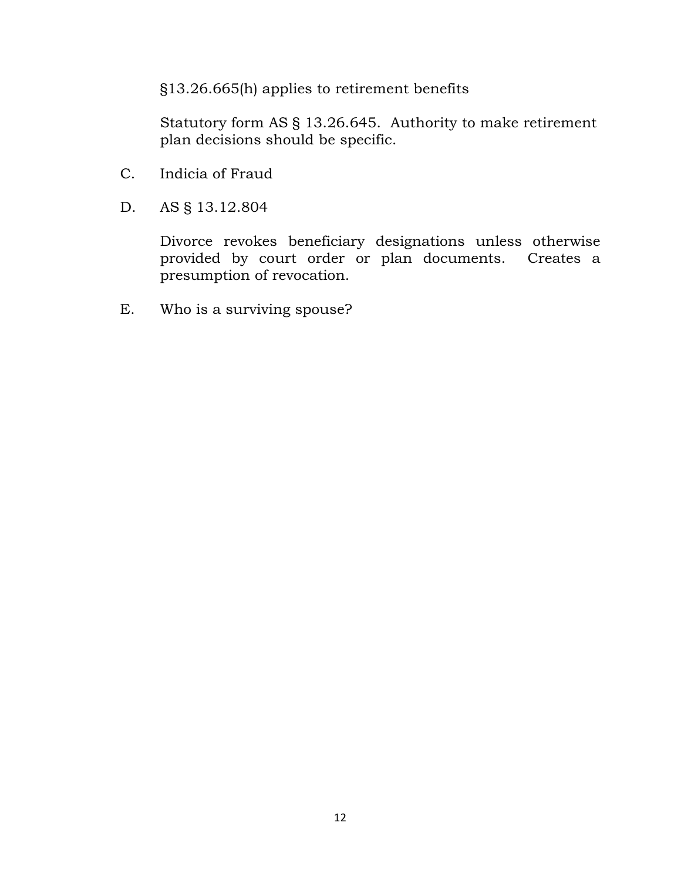§13.26.665(h) applies to retirement benefits

Statutory form AS § 13.26.645. Authority to make retirement plan decisions should be specific.

C. Indicia of Fraud

D. AS § 13.12.804

Divorce revokes beneficiary designations unless otherwise provided by court order or plan documents. Creates a presumption of revocation.

E. Who is a surviving spouse?